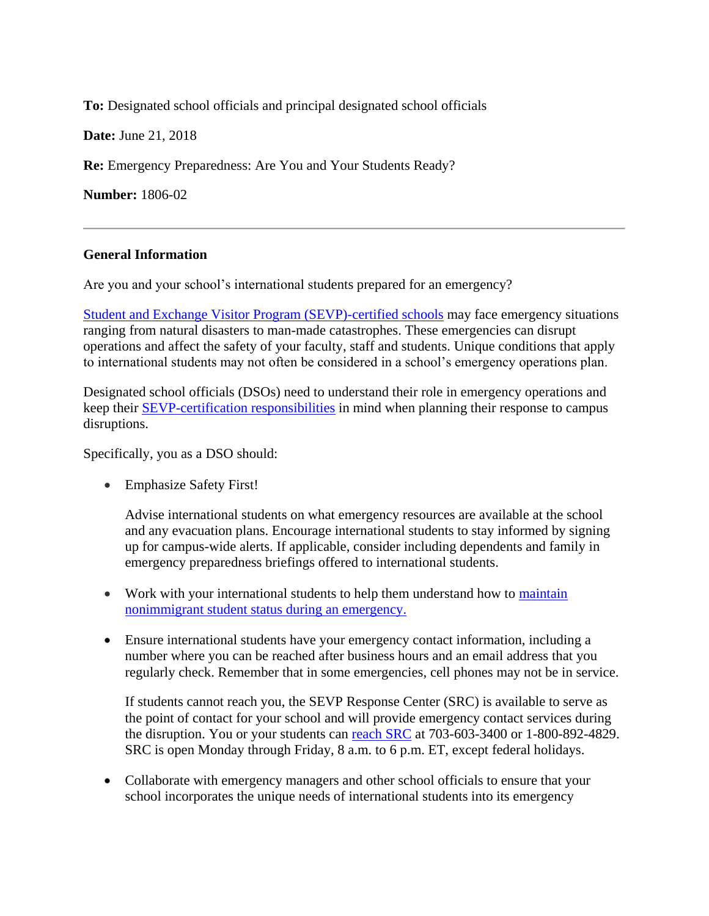**To:** Designated school officials and principal designated school officials

**Date:** June 21, 2018

**Re:** Emergency Preparedness: Are You and Your Students Ready?

**Number:** 1806-02

---

**General Information**

Are you and your school's international students prepared for an emergency?

Student and Exchange Visitor Program (SEVP)-certified schools may face emergency situations ranging from natural disasters to man-made catastrophes. These emergencies can disrupt operations and affect the safety of your faculty, staff and students. Unique conditions that apply to international students may not often be considered in a school's emergency operations plan.

Designated school officials (DSOs) need to understand their role in emergency operations and keep their SEVP-certification responsibilities in mind when planning their response to campus disruptions.

Specifically, you as a DSO should:

- Emphasize Safety First!

  Advise international students on what emergency resources are available at the school and any evacuation plans. Encourage international students to stay informed by signing up for campus-wide alerts. If applicable, consider including dependents and family in emergency preparedness briefings offered to international students.

- Work with your international students to help them understand how to maintain nonimmigrant student status during an emergency.

- Ensure international students have your emergency contact information, including a number where you can be reached after business hours and an email address that you regularly check. Remember that in some emergencies, cell phones may not be in service.

  If students cannot reach you, the SEVP Response Center (SRC) is available to serve as the point of contact for your school and will provide emergency contact services during the disruption. You or your students can reach SRC at 703-603-3400 or 1-800-892-4829. SRC is open Monday through Friday, 8 a.m. to 6 p.m. ET, except federal holidays.

- Collaborate with emergency managers and other school officials to ensure that your school incorporates the unique needs of international students into its emergency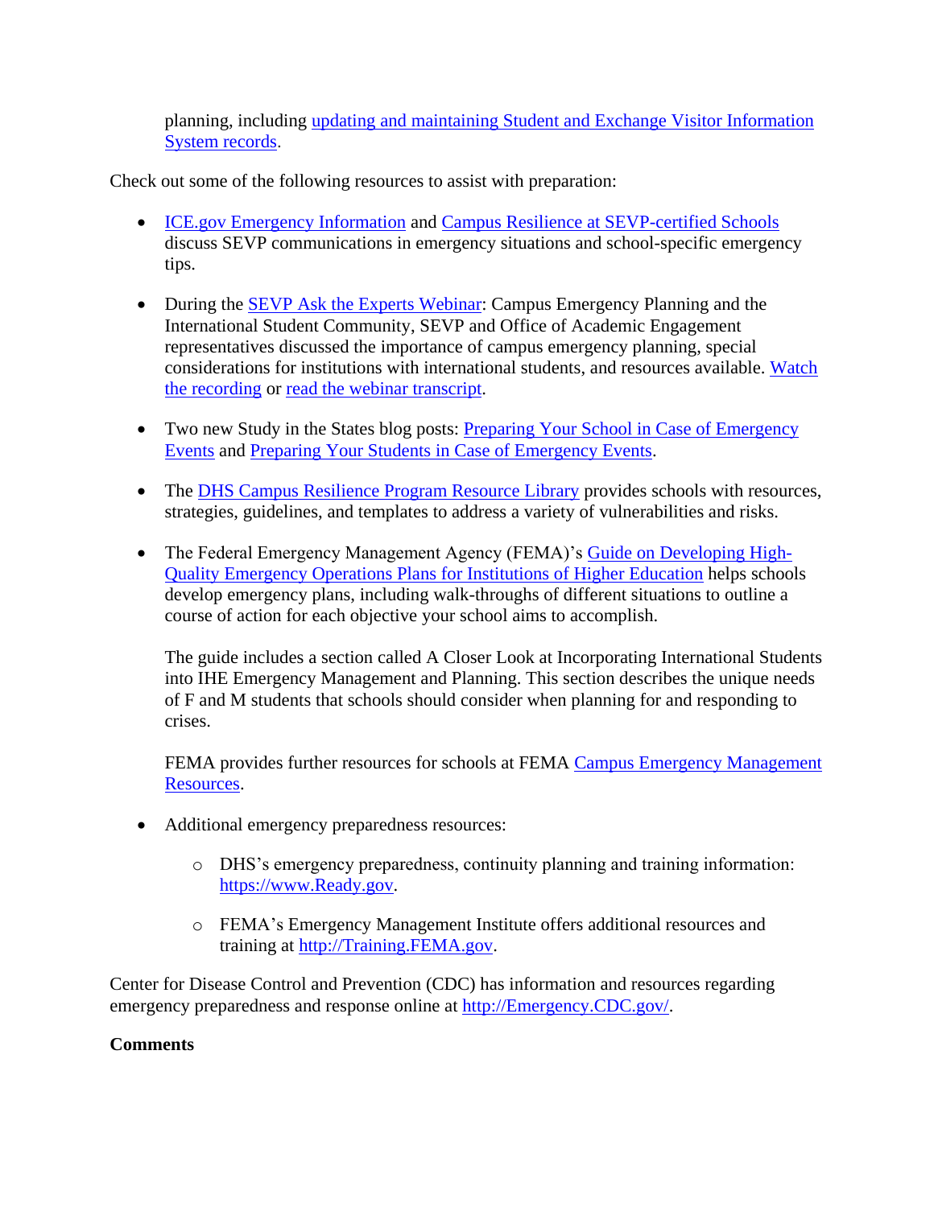planning, including updating and maintaining Student and Exchange Visitor Information System records.

Check out some of the following resources to assist with preparation:

- ICE.gov Emergency Information and Campus Resilience at SEVP-certified Schools discuss SEVP communications in emergency situations and school-specific emergency tips.

- During the SEVP Ask the Experts Webinar: Campus Emergency Planning and the International Student Community, SEVP and Office of Academic Engagement representatives discussed the importance of campus emergency planning, special considerations for institutions with international students, and resources available. Watch the recording or read the webinar transcript.

- Two new Study in the States blog posts: Preparing Your School in Case of Emergency Events and Preparing Your Students in Case of Emergency Events.

- The DHS Campus Resilience Program Resource Library provides schools with resources, strategies, guidelines, and templates to address a variety of vulnerabilities and risks.

- The Federal Emergency Management Agency (FEMA)'s Guide on Developing High-Quality Emergency Operations Plans for Institutions of Higher Education helps schools develop emergency plans, including walk-throughs of different situations to outline a course of action for each objective your school aims to accomplish.

  The guide includes a section called A Closer Look at Incorporating International Students into IHE Emergency Management and Planning. This section describes the unique needs of F and M students that schools should consider when planning for and responding to crises.

  FEMA provides further resources for schools at FEMA Campus Emergency Management Resources.

- Additional emergency preparedness resources:

  - DHS's emergency preparedness, continuity planning and training information: https://www.Ready.gov.

  - FEMA's Emergency Management Institute offers additional resources and training at http://Training.FEMA.gov.

Center for Disease Control and Prevention (CDC) has information and resources regarding emergency preparedness and response online at http://Emergency.CDC.gov/.

**Comments**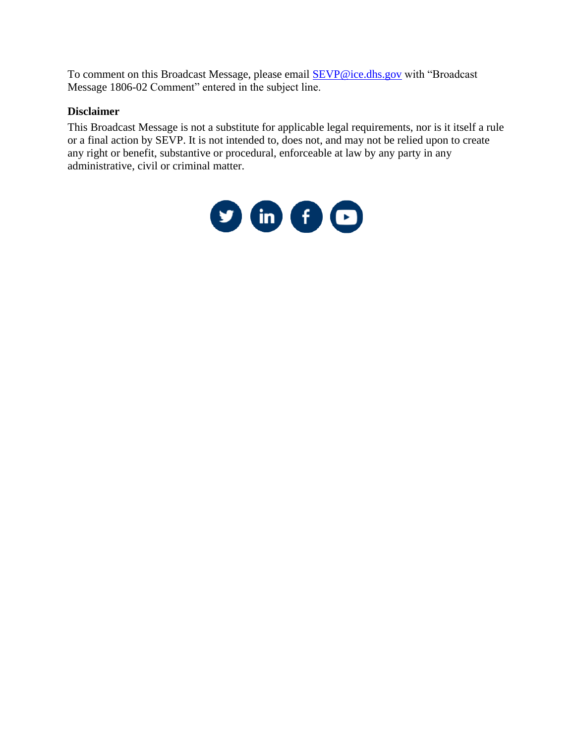To comment on this Broadcast Message, please email [SEVP@ice.dhs.gov](mailto:SEVP@ice.dhs.gov) with "Broadcast Message 1806-02 Comment" entered in the subject line.

**Disclaimer**

This Broadcast Message is not a substitute for applicable legal requirements, nor is it itself a rule or a final action by SEVP. It is not intended to, does not, and may not be relied upon to create any right or benefit, substantive or procedural, enforceable at law by any party in any administrative, civil or criminal matter.